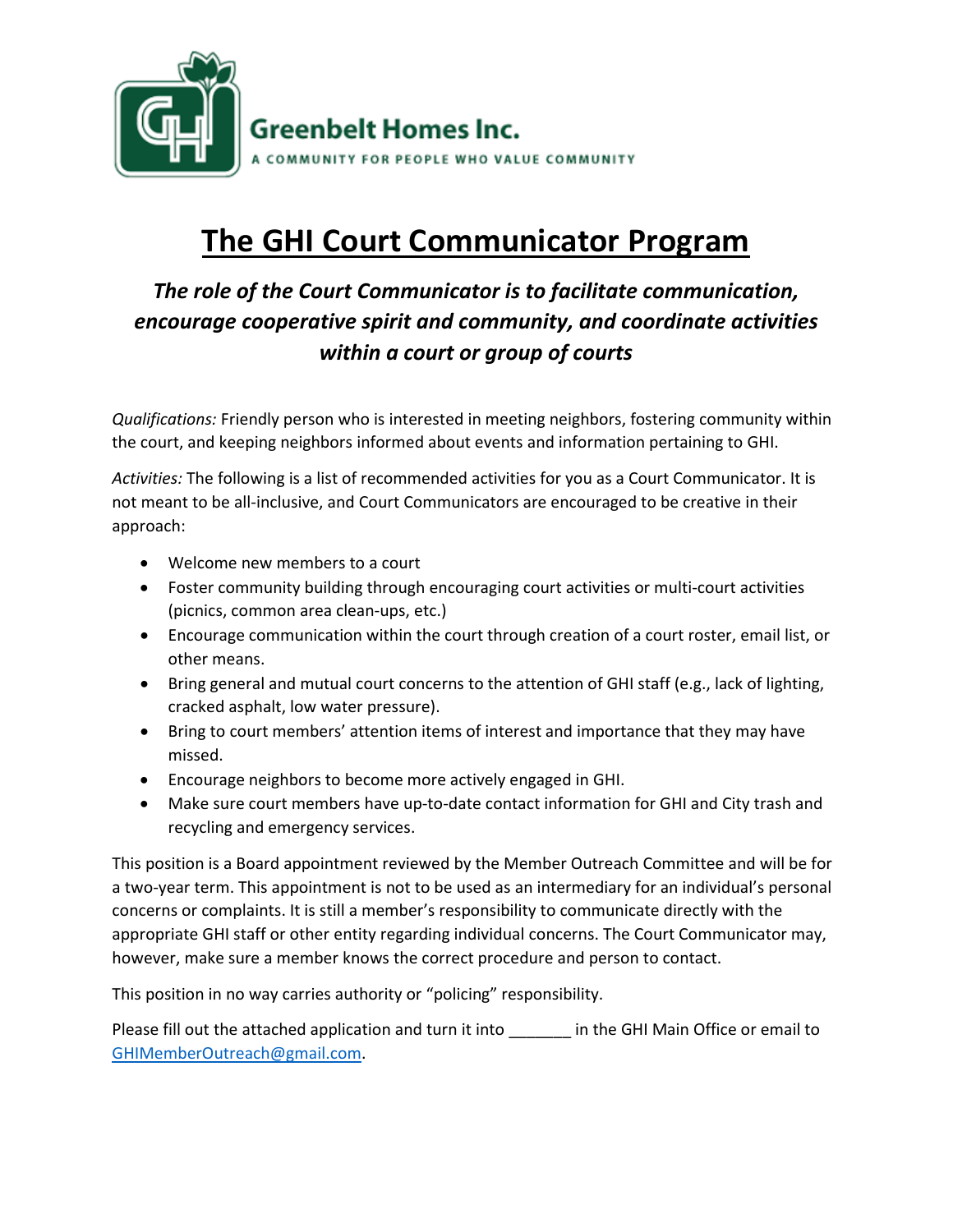Greenbelt Homes Inc.

A COMMUNITY FOR PEOPLE WHO VALUE COMMUNITY

# The GHI Court Communicator Program

## *The role of the Court Communicator is to facilitate communication, encourage cooperative spirit and community, and coordinate activities within a court or group of courts*

*Qualifications:* Friendly person who is interested in meeting neighbors, fostering community within the court, and keeping neighbors informed about events and information pertaining to GHI.

*Activities:* The following is a list of recommended activities for you as a Court Communicator. It is not meant to be all-inclusive, and Court Communicators are encouraged to be creative in their approach:

- Welcome new members to a court
- Foster community building through encouraging court activities or multi-court activities (picnics, common area clean-ups, etc.)
- Encourage communication within the court through creation of a court roster, email list, or other means.
- Bring general and mutual court concerns to the attention of GHI staff (e.g., lack of lighting, cracked asphalt, low water pressure).
- Bring to court members' attention items of interest and importance that they may have missed.
- Encourage neighbors to become more actively engaged in GHI.
- Make sure court members have up-to-date contact information for GHI and City trash and recycling and emergency services.

This position is a Board appointment reviewed by the Member Outreach Committee and will be for a two-year term. This appointment is not to be used as an intermediary for an individual's personal concerns or complaints. It is still a member's responsibility to communicate directly with the appropriate GHI staff or other entity regarding individual concerns. The Court Communicator may, however, make sure a member knows the correct procedure and person to contact.

This position in no way carries authority or "policing" responsibility.

Please fill out the attached application and turn it into _______ in the GHI Main Office or email to GHIMemberOutreach@gmail.com.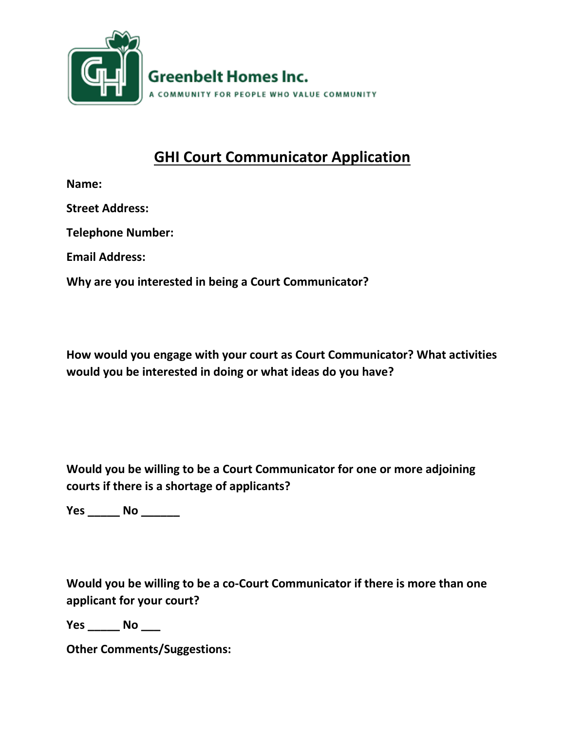Greenbelt Homes Inc.

A COMMUNITY FOR PEOPLE WHO VALUE COMMUNITY

# GHI Court Communicator Application

**Name:**

**Street Address:**

**Telephone Number:**

**Email Address:**

**Why are you interested in being a Court Communicator?**

**How would you engage with your court as Court Communicator? What activities would you be interested in doing or what ideas do you have?**

**Would you be willing to be a Court Communicator for one or more adjoining courts if there is a shortage of applicants?**

**Yes _____ No ______**

**Would you be willing to be a co-Court Communicator if there is more than one applicant for your court?**

**Yes _____ No ___**

**Other Comments/Suggestions:**